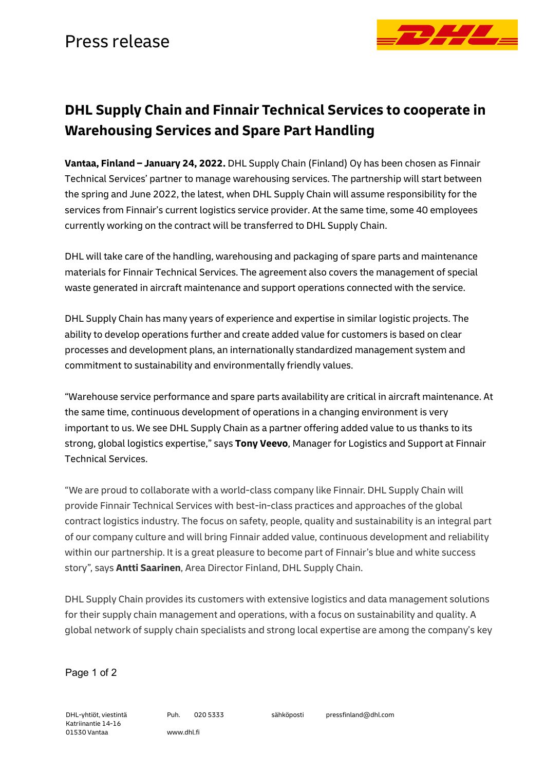Press release

# DHL Supply Chain and Finnair Technical Services to cooperate in Warehousing Services and Spare Part Handling

**Vantaa, Finland – January 24, 2022.** DHL Supply Chain (Finland) Oy has been chosen as Finnair Technical Services' partner to manage warehousing services. The partnership will start between the spring and June 2022, the latest, when DHL Supply Chain will assume responsibility for the services from Finnair's current logistics service provider. At the same time, some 40 employees currently working on the contract will be transferred to DHL Supply Chain.

DHL will take care of the handling, warehousing and packaging of spare parts and maintenance materials for Finnair Technical Services. The agreement also covers the management of special waste generated in aircraft maintenance and support operations connected with the service.

DHL Supply Chain has many years of experience and expertise in similar logistic projects. The ability to develop operations further and create added value for customers is based on clear processes and development plans, an internationally standardized management system and commitment to sustainability and environmentally friendly values.

"Warehouse service performance and spare parts availability are critical in aircraft maintenance. At the same time, continuous development of operations in a changing environment is very important to us. We see DHL Supply Chain as a partner offering added value to us thanks to its strong, global logistics expertise," says **Tony Veevo**, Manager for Logistics and Support at Finnair Technical Services.

"We are proud to collaborate with a world-class company like Finnair. DHL Supply Chain will provide Finnair Technical Services with best-in-class practices and approaches of the global contract logistics industry. The focus on safety, people, quality and sustainability is an integral part of our company culture and will bring Finnair added value, continuous development and reliability within our partnership. It is a great pleasure to become part of Finnair's blue and white success story", says **Antti Saarinen**, Area Director Finland, DHL Supply Chain.

DHL Supply Chain provides its customers with extensive logistics and data management solutions for their supply chain management and operations, with a focus on sustainability and quality. A global network of supply chain specialists and strong local expertise are among the company's key

DHL-yhtiöt, viestintä
Katriinantie 14-16
01530 Vantaa

Puh. 020 5333
www.dhl.fi

sähköposti pressfinland@dhl.com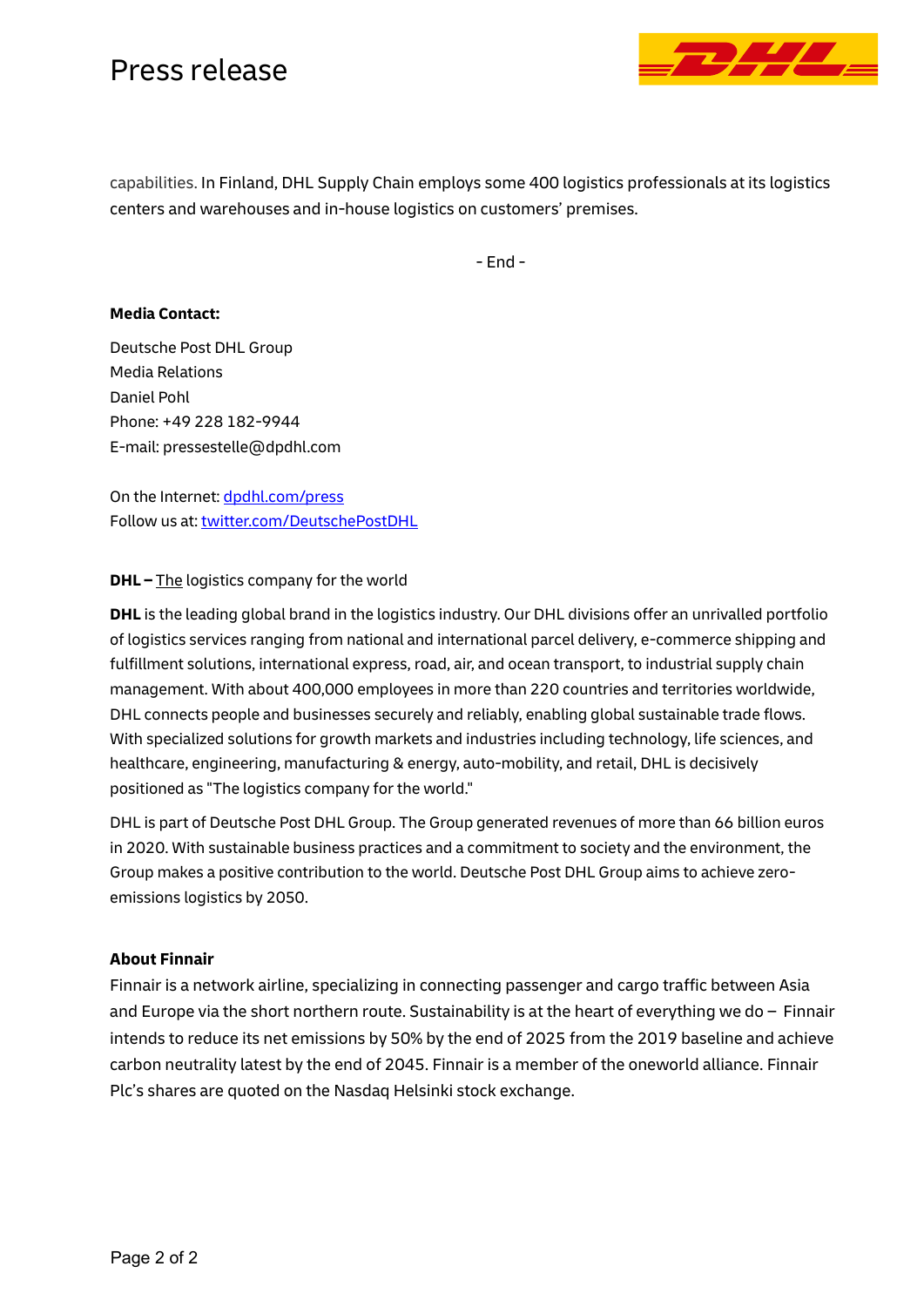capabilities. In Finland, DHL Supply Chain employs some 400 logistics professionals at its logistics centers and warehouses and in-house logistics on customers' premises.

- End -

**Media Contact:**

Deutsche Post DHL Group
Media Relations
Daniel Pohl
Phone: +49 228 182-9944
E-mail: pressestelle@dpdhl.com

On the Internet: dpdhl.com/press
Follow us at: twitter.com/DeutschePostDHL

**DHL –** The logistics company for the world

**DHL** is the leading global brand in the logistics industry. Our DHL divisions offer an unrivalled portfolio of logistics services ranging from national and international parcel delivery, e-commerce shipping and fulfillment solutions, international express, road, air, and ocean transport, to industrial supply chain management. With about 400,000 employees in more than 220 countries and territories worldwide, DHL connects people and businesses securely and reliably, enabling global sustainable trade flows. With specialized solutions for growth markets and industries including technology, life sciences, and healthcare, engineering, manufacturing & energy, auto-mobility, and retail, DHL is decisively positioned as "The logistics company for the world."

DHL is part of Deutsche Post DHL Group. The Group generated revenues of more than 66 billion euros in 2020. With sustainable business practices and a commitment to society and the environment, the Group makes a positive contribution to the world. Deutsche Post DHL Group aims to achieve zero-emissions logistics by 2050.

**About Finnair**

Finnair is a network airline, specializing in connecting passenger and cargo traffic between Asia and Europe via the short northern route. Sustainability is at the heart of everything we do – Finnair intends to reduce its net emissions by 50% by the end of 2025 from the 2019 baseline and achieve carbon neutrality latest by the end of 2045. Finnair is a member of the oneworld alliance. Finnair Plc's shares are quoted on the Nasdaq Helsinki stock exchange.